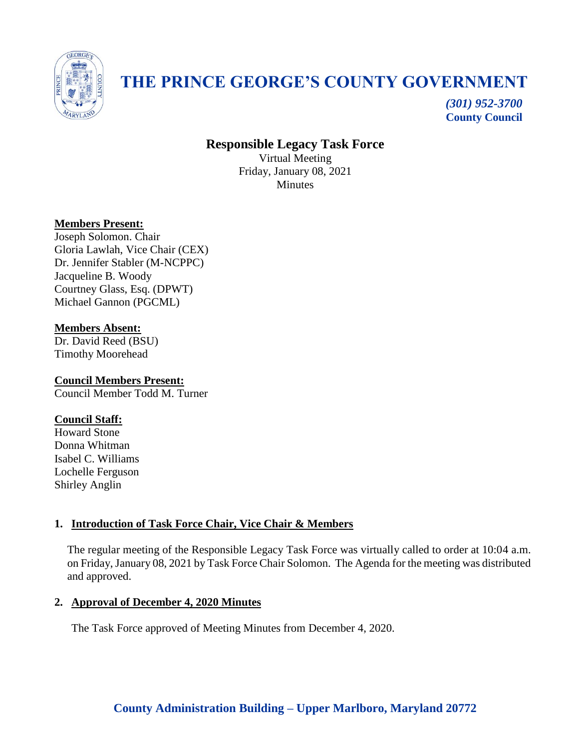# THE PRINCE GEORGE'S COUNTY GOVERNMENT

*(301) 952-3700*
**County Council**

## Responsible Legacy Task Force

Virtual Meeting
Friday, January 08, 2021
Minutes

**Members Present:**
Joseph Solomon. Chair
Gloria Lawlah, Vice Chair (CEX)
Dr. Jennifer Stabler (M-NCPPC)
Jacqueline B. Woody
Courtney Glass, Esq. (DPWT)
Michael Gannon (PGCML)

**Members Absent:**
Dr. David Reed (BSU)
Timothy Moorehead

**Council Members Present:**
Council Member Todd M. Turner

**Council Staff:**
Howard Stone
Donna Whitman
Isabel C. Williams
Lochelle Ferguson
Shirley Anglin

### 1. Introduction of Task Force Chair, Vice Chair & Members

The regular meeting of the Responsible Legacy Task Force was virtually called to order at 10:04 a.m. on Friday, January 08, 2021 by Task Force Chair Solomon. The Agenda for the meeting was distributed and approved.

### 2. Approval of December 4, 2020 Minutes

The Task Force approved of Meeting Minutes from December 4, 2020.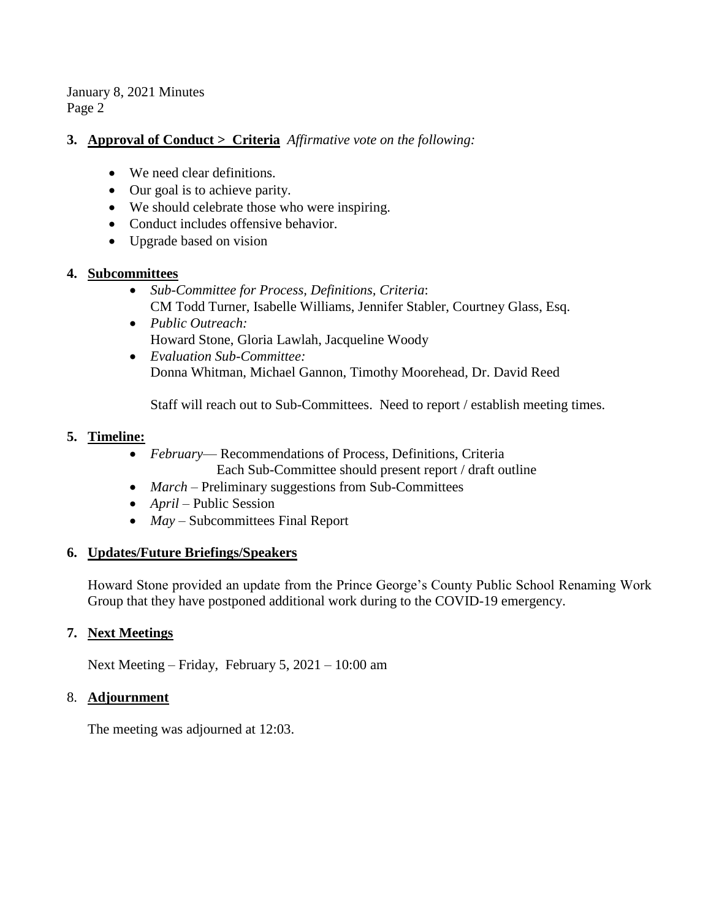**3. Approval of Conduct > Criteria** *Affirmative vote on the following:*

- We need clear definitions.
- Our goal is to achieve parity.
- We should celebrate those who were inspiring.
- Conduct includes offensive behavior.
- Upgrade based on vision

**4. Subcommittees**

- *Sub-Committee for Process, Definitions, Criteria*:
  CM Todd Turner, Isabelle Williams, Jennifer Stabler, Courtney Glass, Esq.
- *Public Outreach:*
  Howard Stone, Gloria Lawlah, Jacqueline Woody
- *Evaluation Sub-Committee:*
  Donna Whitman, Michael Gannon, Timothy Moorehead, Dr. David Reed

Staff will reach out to Sub-Committees. Need to report / establish meeting times.

**5. Timeline:**

- *February*— Recommendations of Process, Definitions, Criteria
  Each Sub-Committee should present report / draft outline
- *March* – Preliminary suggestions from Sub-Committees
- *April* – Public Session
- *May* – Subcommittees Final Report

**6. Updates/Future Briefings/Speakers**

Howard Stone provided an update from the Prince George's County Public School Renaming Work Group that they have postponed additional work during to the COVID-19 emergency.

**7. Next Meetings**

Next Meeting – Friday, February 5, 2021 – 10:00 am

8. **Adjournment**

The meeting was adjourned at 12:03.